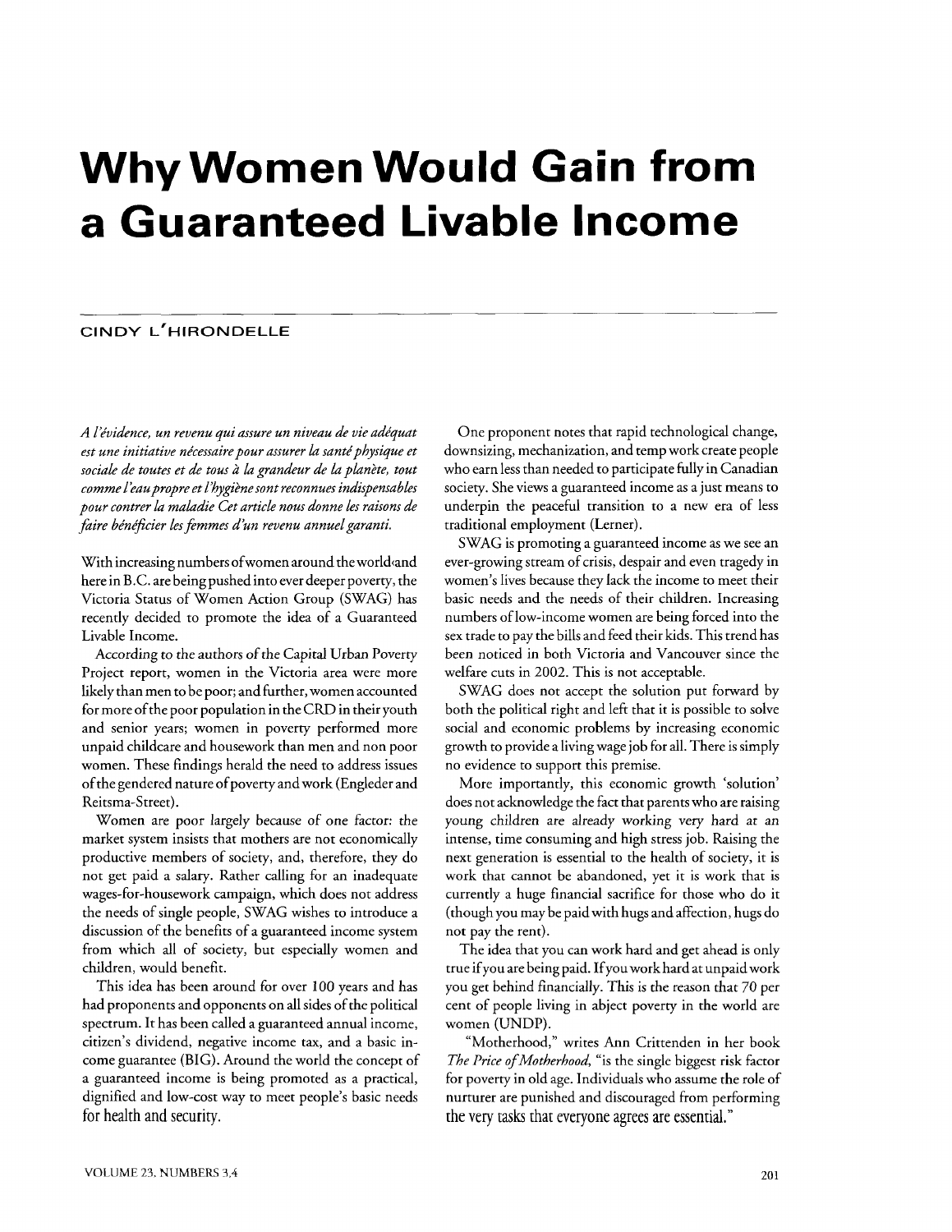#  Why Women Would Gain from a Guaranteed Livable Income

CINDY L'HIRONDELLE

*A l'évidence, un revenu qui assure un niveau de vie adéquat est une initiative nécessaire pour assurer la santé physique et sociale de toutes et de tous à la grandeur de la planète, tout comme l'eau propre et l'hygiène sont reconnues indispensables pour contrer la maladie Cet article nous donne les raisons de faire bénéficier les femmes d'un revenu annuel garanti.*

With increasing numbers of women around the world‹and here in B.C. are being pushed into ever deeper poverty, the Victoria Status of Women Action Group (SWAG) has recently decided to promote the idea of a Guaranteed Livable Income.

According to the authors of the Capital Urban Poverty Project report, women in the Victoria area were more likely than men to be poor; and further, women accounted for more of the poor population in the CRD in their youth and senior years; women in poverty performed more unpaid childcare and housework than men and non poor women. These findings herald the need to address issues of the gendered nature of poverty and work (Engleder and Reitsma-Street).

Women are poor largely because of one factor: the market system insists that mothers are not economically productive members of society, and, therefore, they do not get paid a salary. Rather calling for an inadequate wages-for-housework campaign, which does not address the needs of single people, SWAG wishes to introduce a discussion of the benefits of a guaranteed income system from which all of society, but especially women and children, would benefit.

This idea has been around for over 100 years and has had proponents and opponents on all sides of the political spectrum. It has been called a guaranteed annual income, citizen's dividend, negative income tax, and a basic income guarantee (BIG). Around the world the concept of a guaranteed income is being promoted as a practical, dignified and low-cost way to meet people's basic needs for health and security.

One proponent notes that rapid technological change, downsizing, mechanization, and temp work create people who earn less than needed to participate fully in Canadian society. She views a guaranteed income as a just means to underpin the peaceful transition to a new era of less traditional employment (Lerner).

SWAG is promoting a guaranteed income as we see an ever-growing stream of crisis, despair and even tragedy in women's lives because they lack the income to meet their basic needs and the needs of their children. Increasing numbers of low-income women are being forced into the sex trade to pay the bills and feed their kids. This trend has been noticed in both Victoria and Vancouver since the welfare cuts in 2002. This is not acceptable.

SWAG does not accept the solution put forward by both the political right and left that it is possible to solve social and economic problems by increasing economic growth to provide a living wage job for all. There is simply no evidence to support this premise.

More importantly, this economic growth 'solution' does not acknowledge the fact that parents who are raising young children are already working very hard at an intense, time consuming and high stress job. Raising the next generation is essential to the health of society, it is work that cannot be abandoned, yet it is work that is currently a huge financial sacrifice for those who do it (though you may be paid with hugs and affection, hugs do not pay the rent).

The idea that you can work hard and get ahead is only true if you are being paid. If you work hard at unpaid work you get behind financially. This is the reason that 70 per cent of people living in abject poverty in the world are women (UNDP).

"Motherhood," writes Ann Crittenden in her book *The Price of Motherhood*, "is the single biggest risk factor for poverty in old age. Individuals who assume the role of nurturer are punished and discouraged from performing the very tasks that everyone agrees are essential."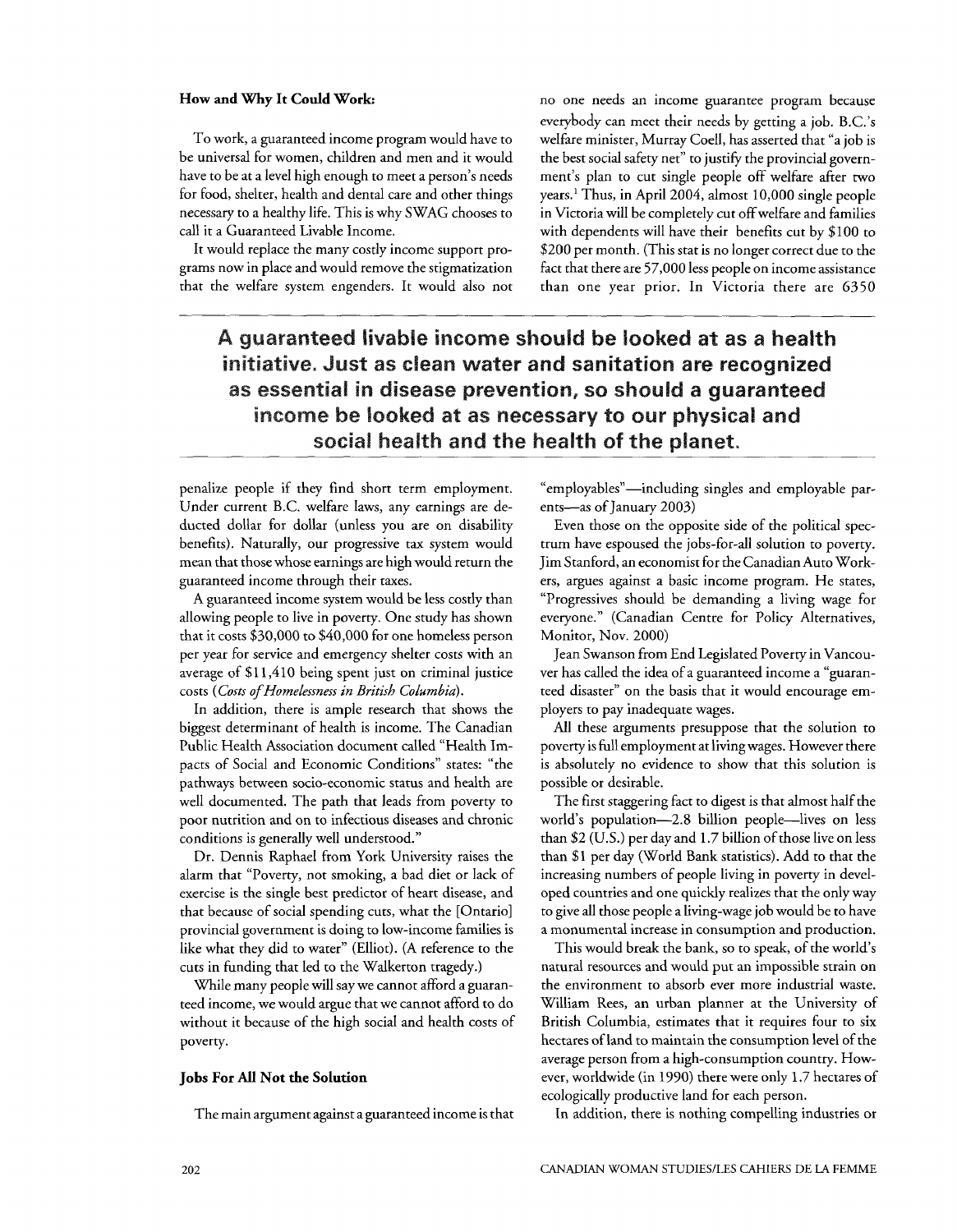### How and Why It Could Work:

To work, a guaranteed income program would have to be universal for women, children and men and it would have to be at a level high enough to meet a person's needs for food, shelter, health and dental care and other things necessary to a healthy life. This is why SWAG chooses to call it a Guaranteed Livable Income.

It would replace the many costly income support programs now in place and would remove the stigmatization that the welfare system engenders. It would also not penalize people if they find short term employment. Under current B.C. welfare laws, any earnings are deducted dollar for dollar (unless you are on disability benefits). Naturally, our progressive tax system would mean that those whose earnings are high would return the guaranteed income through their taxes.

A guaranteed income system would be less costly than allowing people to live in poverty. One study has shown that it costs $30,000 to $40,000 for one homeless person per year for service and emergency shelter costs with an average of $11,410 being spent just on criminal justice costs (*Costs of Homelessness in British Columbia*).

In addition, there is ample research that shows the biggest determinant of health is income. The Canadian Public Health Association document called "Health Impacts of Social and Economic Conditions" states: "the pathways between socio-economic status and health are well documented. The path that leads from poverty to poor nutrition and on to infectious diseases and chronic conditions is generally well understood."

Dr. Dennis Raphael from York University raises the alarm that "Poverty, not smoking, a bad diet or lack of exercise is the single best predictor of heart disease, and that because of social spending cuts, what the [Ontario] provincial government is doing to low-income families is like what they did to water" (Elliot). (A reference to the cuts in funding that led to the Walkerton tragedy.)

While many people will say we cannot afford a guaranteed income, we would argue that we cannot afford to do without it because of the high social and health costs of poverty.

### Jobs For All Not the Solution

The main argument against a guaranteed income is that no one needs an income guarantee program because everybody can meet their needs by getting a job. B.C.'s welfare minister, Murray Coell, has asserted that "a job is the best social safety net" to justify the provincial government's plan to cut single people off welfare after two years.[1] Thus, in April 2004, almost 10,000 single people in Victoria will be completely cut off welfare and families with dependents will have their benefits cut by $100 to $200 per month. (This stat is no longer correct due to the fact that there are 57,000 less people on income assistance than one year prior. In Victoria there are 6350 "employables"—including singles and employable parents—as of January 2003)

**A guaranteed livable income should be looked at as a health initiative. Just as clean water and sanitation are recognized as essential in disease prevention, so should a guaranteed income be looked at as necessary to our physical and social health and the health of the planet.**

Even those on the opposite side of the political spectrum have espoused the jobs-for-all solution to poverty. Jim Stanford, an economist for the Canadian Auto Workers, argues against a basic income program. He states, "Progressives should be demanding a living wage for everyone." (Canadian Centre for Policy Alternatives, Monitor, Nov. 2000)

Jean Swanson from End Legislated Poverty in Vancouver has called the idea of a guaranteed income a "guaranteed disaster" on the basis that it would encourage employers to pay inadequate wages.

All these arguments presuppose that the solution to poverty is full employment at living wages. However there is absolutely no evidence to show that this solution is possible or desirable.

The first staggering fact to digest is that almost half the world's population—2.8 billion people—lives on less than $2 (U.S.) per day and 1.7 billion of those live on less than $1 per day (World Bank statistics). Add to that the increasing numbers of people living in poverty in developed countries and one quickly realizes that the only way to give all those people a living-wage job would be to have a monumental increase in consumption and production.

This would break the bank, so to speak, of the world's natural resources and would put an impossible strain on the environment to absorb ever more industrial waste. William Rees, an urban planner at the University of British Columbia, estimates that it requires four to six hectares of land to maintain the consumption level of the average person from a high-consumption country. However, worldwide (in 1990) there were only 1.7 hectares of ecologically productive land for each person.

In addition, there is nothing compelling industries or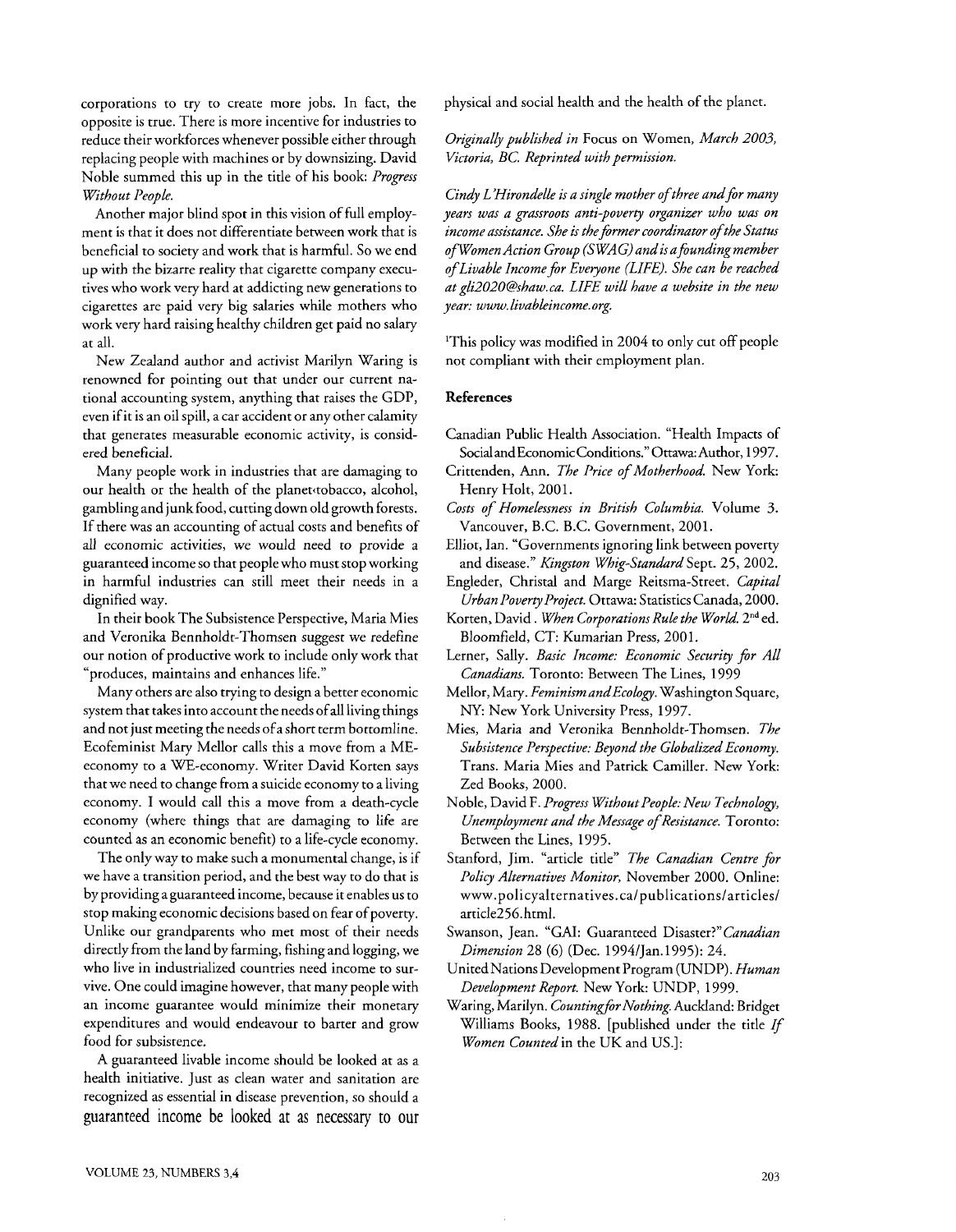corporations to try to create more jobs. In fact, the opposite is true. There is more incentive for industries to reduce their workforces whenever possible either through replacing people with machines or by downsizing. David Noble summed this up in the title of his book: *Progress Without People.*

Another major blind spot in this vision of full employment is that it does not differentiate between work that is beneficial to society and work that is harmful. So we end up with the bizarre reality that cigarette company executives who work very hard at addicting new generations to cigarettes are paid very big salaries while mothers who work very hard raising healthy children get paid no salary at all.

New Zealand author and activist Marilyn Waring is renowned for pointing out that under our current national accounting system, anything that raises the GDP, even if it is an oil spill, a car accident or any other calamity that generates measurable economic activity, is considered beneficial.

Many people work in industries that are damaging to our health or the health of the planet-tobacco, alcohol, gambling and junk food, cutting down old growth forests. If there was an accounting of actual costs and benefits of all economic activities, we would need to provide a guaranteed income so that people who must stop working in harmful industries can still meet their needs in a dignified way.

In their book The Subsistence Perspective, Maria Mies and Veronika Bennholdt-Thomsen suggest we redefine our notion of productive work to include only work that "produces, maintains and enhances life."

Many others are also trying to design a better economic system that takes into account the needs of all living things and not just meeting the needs of a short term bottomline. Ecofeminist Mary Mellor calls this a move from a ME-economy to a WE-economy. Writer David Korten says that we need to change from a suicide economy to a living economy. I would call this a move from a death-cycle economy (where things that are damaging to life are counted as an economic benefit) to a life-cycle economy.

The only way to make such a monumental change, is if we have a transition period, and the best way to do that is by providing a guaranteed income, because it enables us to stop making economic decisions based on fear of poverty. Unlike our grandparents who met most of their needs directly from the land by farming, fishing and logging, we who live in industrialized countries need income to survive. One could imagine however, that many people with an income guarantee would minimize their monetary expenditures and would endeavour to barter and grow food for subsistence.

A guaranteed livable income should be looked at as a health initiative. Just as clean water and sanitation are recognized as essential in disease prevention, so should a guaranteed income be looked at as necessary to our physical and social health and the health of the planet.

*Originally published in* Focus on Women, *March 2003, Victoria, BC. Reprinted with permission.*

*Cindy L'Hirondelle is a single mother of three and for many years was a grassroots anti-poverty organizer who was on income assistance. She is the former coordinator of the Status of Women Action Group (SWAG) and is a founding member of Livable Income for Everyone (LIFE). She can be reached at gli2020@shaw.ca. LIFE will have a website in the new year: www.livableincome.org.*

[1]This policy was modified in 2004 to only cut off people not compliant with their employment plan.

### References

Canadian Public Health Association. "Health Impacts of Social and Economic Conditions." Ottawa: Author, 1997.

Crittenden, Ann. *The Price of Motherhood.* New York: Henry Holt, 2001.

*Costs of Homelessness in British Columbia.* Volume 3. Vancouver, B.C. B.C. Government, 2001.

Elliot, Ian. "Governments ignoring link between poverty and disease." *Kingston Whig-Standard* Sept. 25, 2002.

Engleder, Christal and Marge Reitsma-Street. *Capital Urban Poverty Project.* Ottawa: Statistics Canada, 2000.

Korten, David . *When Corporations Rule the World.* 2nd ed. Bloomfield, CT: Kumarian Press, 2001.

Lerner, Sally. *Basic Income: Economic Security for All Canadians.* Toronto: Between The Lines, 1999

Mellor, Mary. *Feminism and Ecology.* Washington Square, NY: New York University Press, 1997.

Mies, Maria and Veronika Bennholdt-Thomsen. *The Subsistence Perspective: Beyond the Globalized Economy.* Trans. Maria Mies and Patrick Camiller. New York: Zed Books, 2000.

Noble, David F. *Progress Without People: New Technology, Unemployment and the Message of Resistance.* Toronto: Between the Lines, 1995.

Stanford, Jim. "article title" *The Canadian Centre for Policy Alternatives Monitor,* November 2000. Online: www.policyalternatives.ca/publications/articles/article256.html.

Swanson, Jean. "GAI: Guaranteed Disaster?" *Canadian Dimension* 28 (6) (Dec. 1994/Jan.1995): 24.

United Nations Development Program (UNDP). *Human Development Report.* New York: UNDP, 1999.

Waring, Marilyn. *Counting for Nothing.* Auckland: Bridget Williams Books, 1988. [published under the title *If Women Counted* in the UK and US.]: